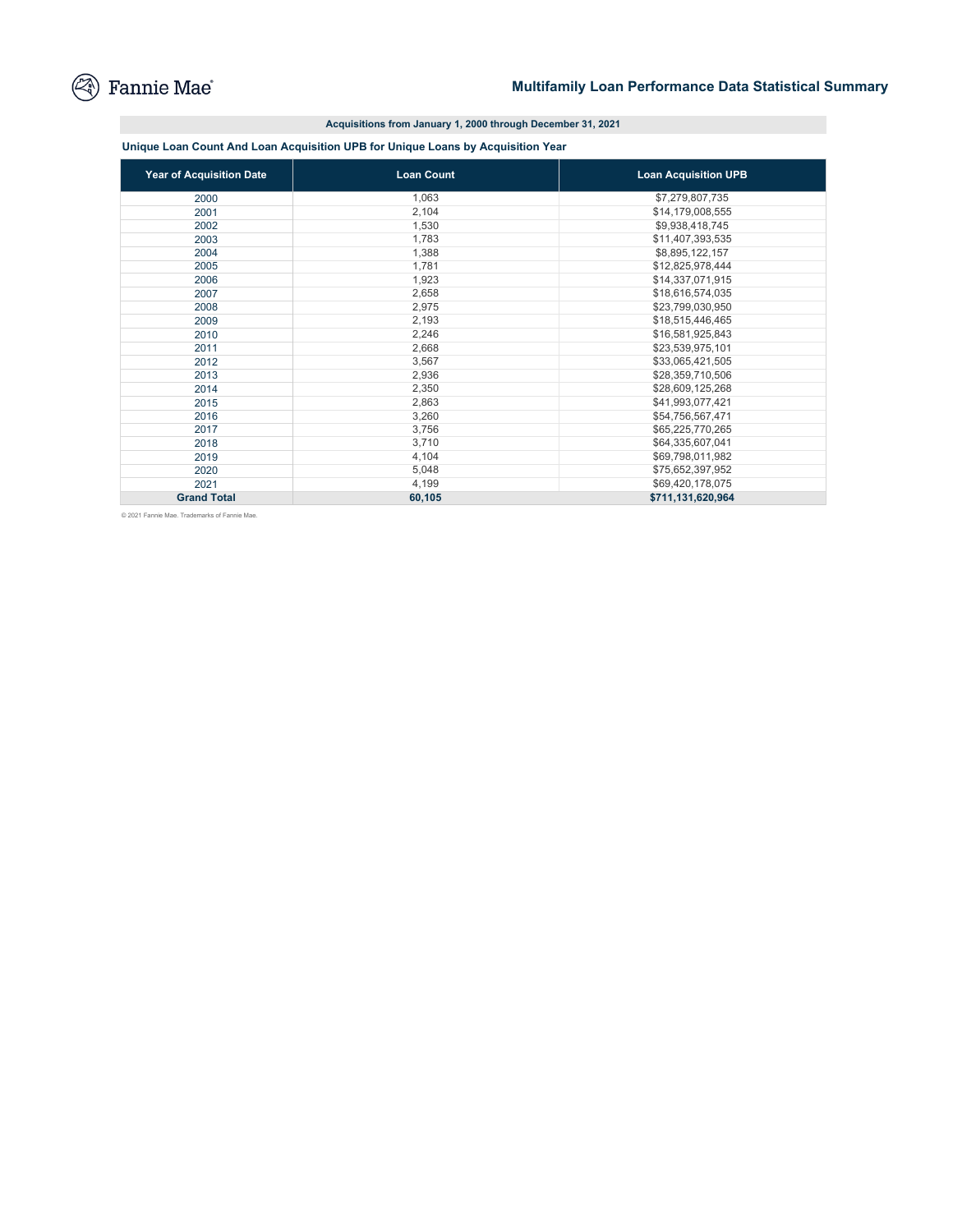Fannie Mae

# Multifamily Loan Performance Data Statistical Summary

**Acquisitions from January 1, 2000 through December 31, 2021**

### Unique Loan Count And Loan Acquisition UPB for Unique Loans by Acquisition Year

| Year of Acquisition Date | Loan Count | Loan Acquisition UPB |
|---|---|---|
| 2000 | 1,063 | $7,279,807,735 |
| 2001 | 2,104 | $14,179,008,555 |
| 2002 | 1,530 | $9,938,418,745 |
| 2003 | 1,783 | $11,407,393,535 |
| 2004 | 1,388 | $8,895,122,157 |
| 2005 | 1,781 | $12,825,978,444 |
| 2006 | 1,923 | $14,337,071,915 |
| 2007 | 2,658 | $18,616,574,035 |
| 2008 | 2,975 | $23,799,030,950 |
| 2009 | 2,193 | $18,515,446,465 |
| 2010 | 2,246 | $16,581,925,843 |
| 2011 | 2,668 | $23,539,975,101 |
| 2012 | 3,567 | $33,065,421,505 |
| 2013 | 2,936 | $28,359,710,506 |
| 2014 | 2,350 | $28,609,125,268 |
| 2015 | 2,863 | $41,993,077,421 |
| 2016 | 3,260 | $54,756,567,471 |
| 2017 | 3,756 | $65,225,770,265 |
| 2018 | 3,710 | $64,335,607,041 |
| 2019 | 4,104 | $69,798,011,982 |
| 2020 | 5,048 | $75,652,397,952 |
| 2021 | 4,199 | $69,420,178,075 |
| **Grand Total** | **60,105** | **$711,131,620,964** |

© 2021 Fannie Mae. Trademarks of Fannie Mae.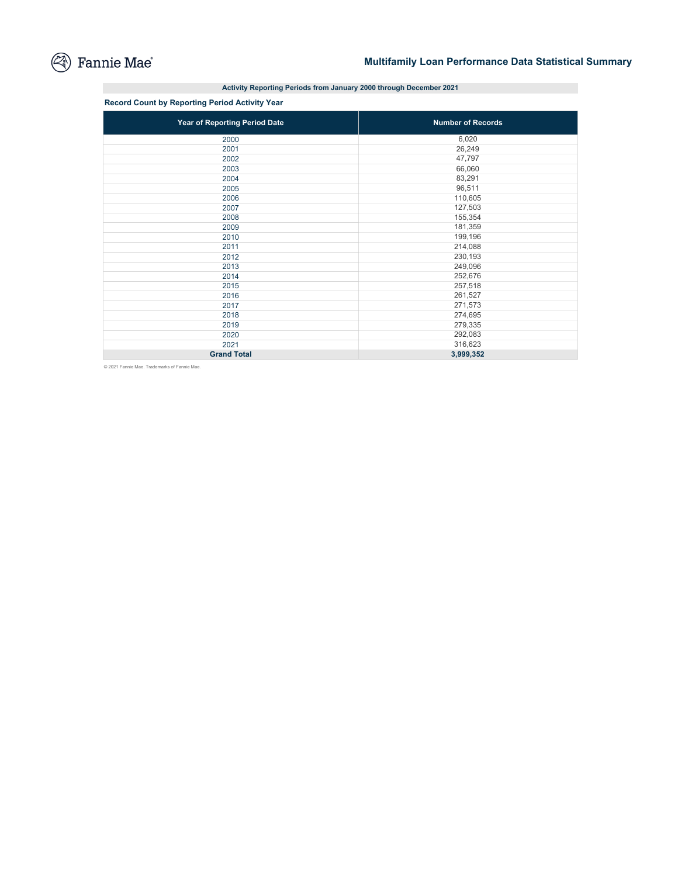# Multifamily Loan Performance Data Statistical Summary

**Activity Reporting Periods from January 2000 through December 2021**

### Record Count by Reporting Period Activity Year

| Year of Reporting Period Date | Number of Records |
|---|---|
| 2000 | 6,020 |
| 2001 | 26,249 |
| 2002 | 47,797 |
| 2003 | 66,060 |
| 2004 | 83,291 |
| 2005 | 96,511 |
| 2006 | 110,605 |
| 2007 | 127,503 |
| 2008 | 155,354 |
| 2009 | 181,359 |
| 2010 | 199,196 |
| 2011 | 214,088 |
| 2012 | 230,193 |
| 2013 | 249,096 |
| 2014 | 252,676 |
| 2015 | 257,518 |
| 2016 | 261,527 |
| 2017 | 271,573 |
| 2018 | 274,695 |
| 2019 | 279,335 |
| 2020 | 292,083 |
| 2021 | 316,623 |
| **Grand Total** | **3,999,352** |

© 2021 Fannie Mae. Trademarks of Fannie Mae.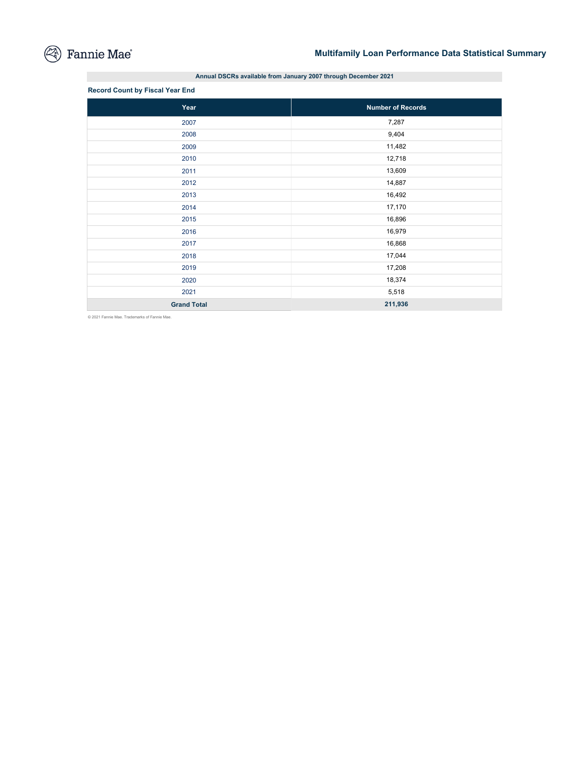**Annual DSCRs available from January 2007 through December 2021**

**Record Count by Fiscal Year End**

| Year | Number of Records |
| --- | --- |
| 2007 | 7,287 |
| 2008 | 9,404 |
| 2009 | 11,482 |
| 2010 | 12,718 |
| 2011 | 13,609 |
| 2012 | 14,887 |
| 2013 | 16,492 |
| 2014 | 17,170 |
| 2015 | 16,896 |
| 2016 | 16,979 |
| 2017 | 16,868 |
| 2018 | 17,044 |
| 2019 | 17,208 |
| 2020 | 18,374 |
| 2021 | 5,518 |
| **Grand Total** | **211,936** |

© 2021 Fannie Mae. Trademarks of Fannie Mae.